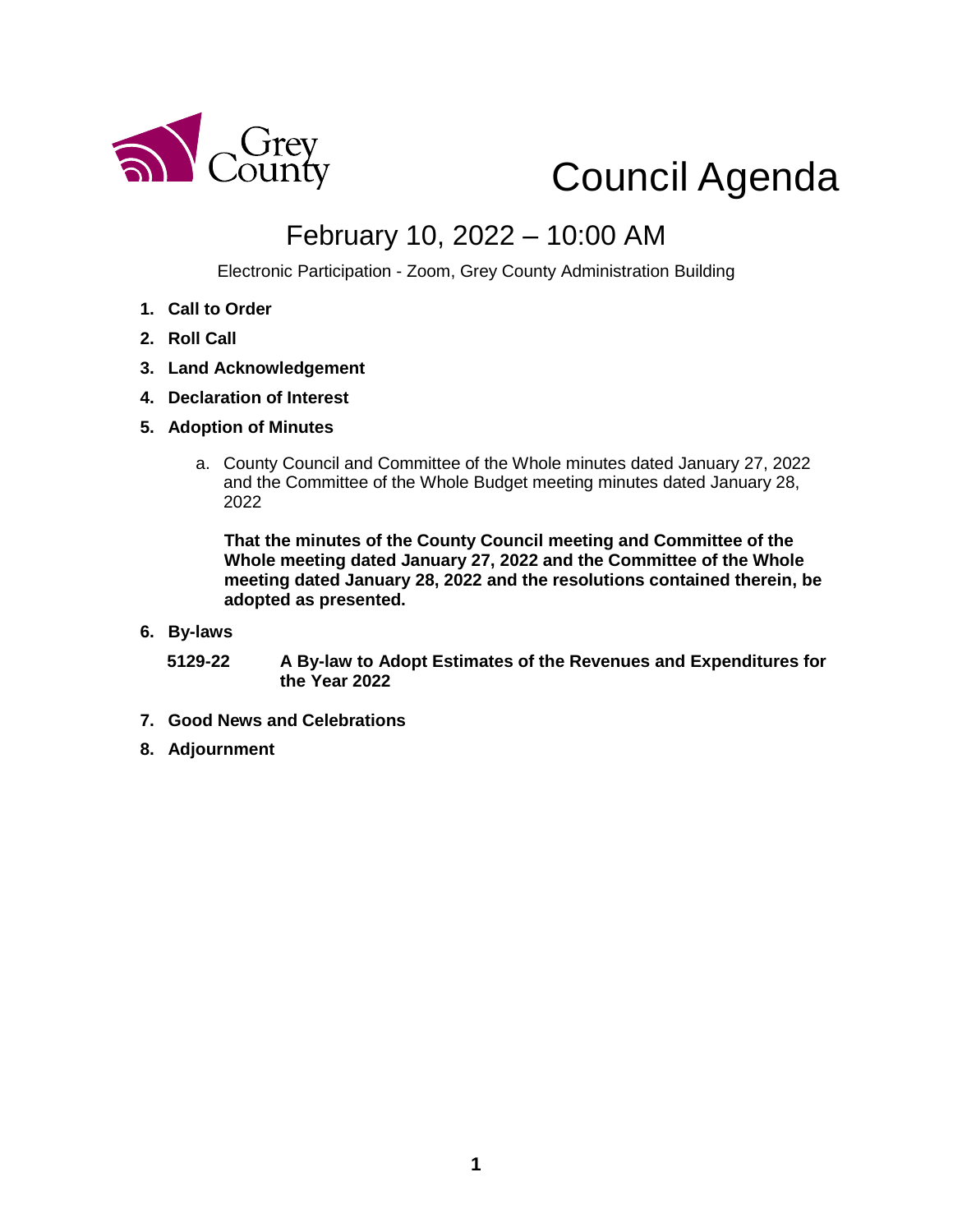Grey County

# Council Agenda

## February 10, 2022 – 10:00 AM

Electronic Participation - Zoom, Grey County Administration Building

1. **Call to Order**
2. **Roll Call**
3. **Land Acknowledgement**
4. **Declaration of Interest**
5. **Adoption of Minutes**

    a. County Council and Committee of the Whole minutes dated January 27, 2022 and the Committee of the Whole Budget meeting minutes dated January 28, 2022

    **That the minutes of the County Council meeting and Committee of the Whole meeting dated January 27, 2022 and the Committee of the Whole meeting dated January 28, 2022 and the resolutions contained therein, be adopted as presented.**

6. **By-laws**

    **5129-22** **A By-law to Adopt Estimates of the Revenues and Expenditures for the Year 2022**

7. **Good News and Celebrations**
8. **Adjournment**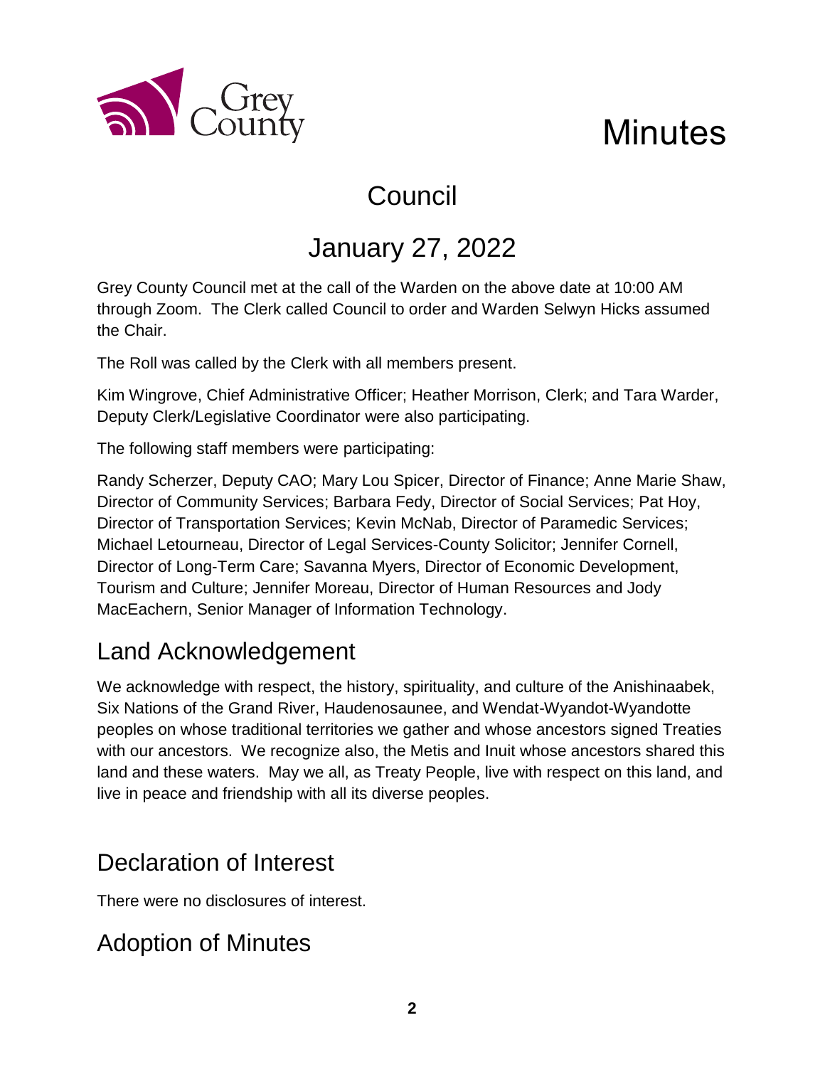Minutes

# Council

## January 27, 2022

Grey County Council met at the call of the Warden on the above date at 10:00 AM through Zoom. The Clerk called Council to order and Warden Selwyn Hicks assumed the Chair.

The Roll was called by the Clerk with all members present.

Kim Wingrove, Chief Administrative Officer; Heather Morrison, Clerk; and Tara Warder, Deputy Clerk/Legislative Coordinator were also participating.

The following staff members were participating:

Randy Scherzer, Deputy CAO; Mary Lou Spicer, Director of Finance; Anne Marie Shaw, Director of Community Services; Barbara Fedy, Director of Social Services; Pat Hoy, Director of Transportation Services; Kevin McNab, Director of Paramedic Services; Michael Letourneau, Director of Legal Services-County Solicitor; Jennifer Cornell, Director of Long-Term Care; Savanna Myers, Director of Economic Development, Tourism and Culture; Jennifer Moreau, Director of Human Resources and Jody MacEachern, Senior Manager of Information Technology.

## Land Acknowledgement

We acknowledge with respect, the history, spirituality, and culture of the Anishinaabek, Six Nations of the Grand River, Haudenosaunee, and Wendat-Wyandot-Wyandotte peoples on whose traditional territories we gather and whose ancestors signed Treaties with our ancestors. We recognize also, the Metis and Inuit whose ancestors shared this land and these waters. May we all, as Treaty People, live with respect on this land, and live in peace and friendship with all its diverse peoples.

## Declaration of Interest

There were no disclosures of interest.

## Adoption of Minutes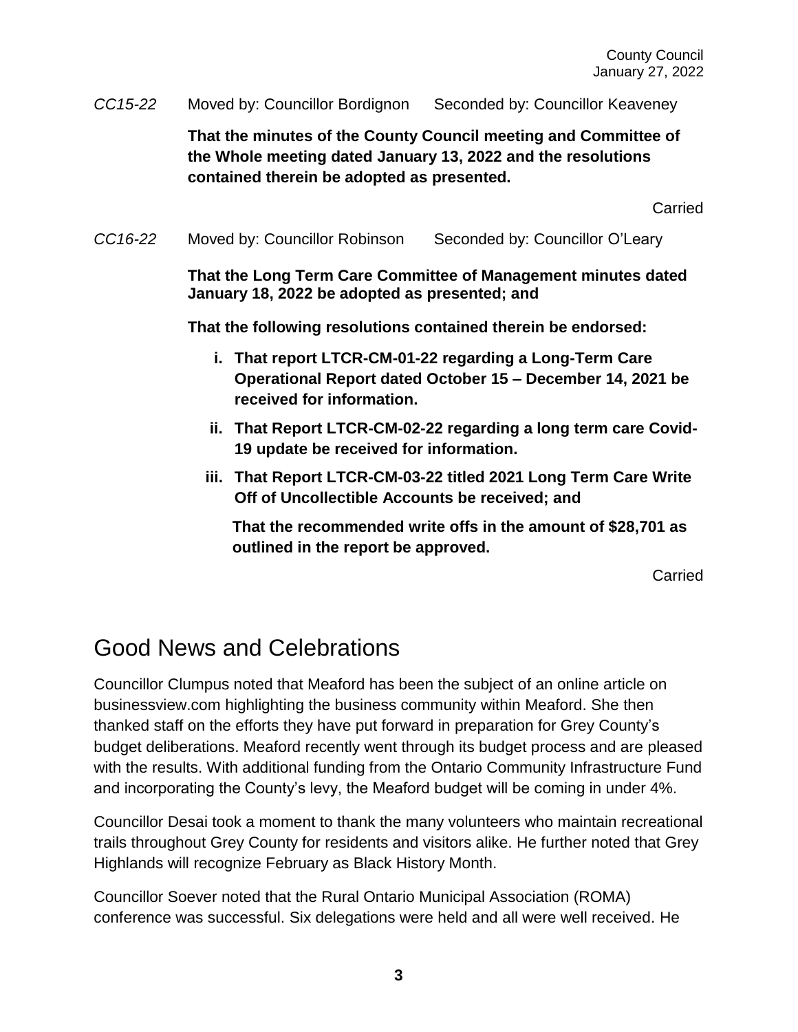*CC15-22* Moved by: Councillor Bordignon Seconded by: Councillor Keaveney

**That the minutes of the County Council meeting and Committee of the Whole meeting dated January 13, 2022 and the resolutions contained therein be adopted as presented.**

Carried

*CC16-22* Moved by: Councillor Robinson Seconded by: Councillor O'Leary

**That the Long Term Care Committee of Management minutes dated January 18, 2022 be adopted as presented; and**

**That the following resolutions contained therein be endorsed:**

i. **That report LTCR-CM-01-22 regarding a Long-Term Care Operational Report dated October 15 – December 14, 2021 be received for information.**

ii. **That Report LTCR-CM-02-22 regarding a long term care Covid-19 update be received for information.**

iii. **That Report LTCR-CM-03-22 titled 2021 Long Term Care Write Off of Uncollectible Accounts be received; and**

**That the recommended write offs in the amount of $28,701 as outlined in the report be approved.**

Carried

# Good News and Celebrations

Councillor Clumpus noted that Meaford has been the subject of an online article on businessview.com highlighting the business community within Meaford. She then thanked staff on the efforts they have put forward in preparation for Grey County's budget deliberations. Meaford recently went through its budget process and are pleased with the results. With additional funding from the Ontario Community Infrastructure Fund and incorporating the County's levy, the Meaford budget will be coming in under 4%.

Councillor Desai took a moment to thank the many volunteers who maintain recreational trails throughout Grey County for residents and visitors alike. He further noted that Grey Highlands will recognize February as Black History Month.

Councillor Soever noted that the Rural Ontario Municipal Association (ROMA) conference was successful. Six delegations were held and all were well received. He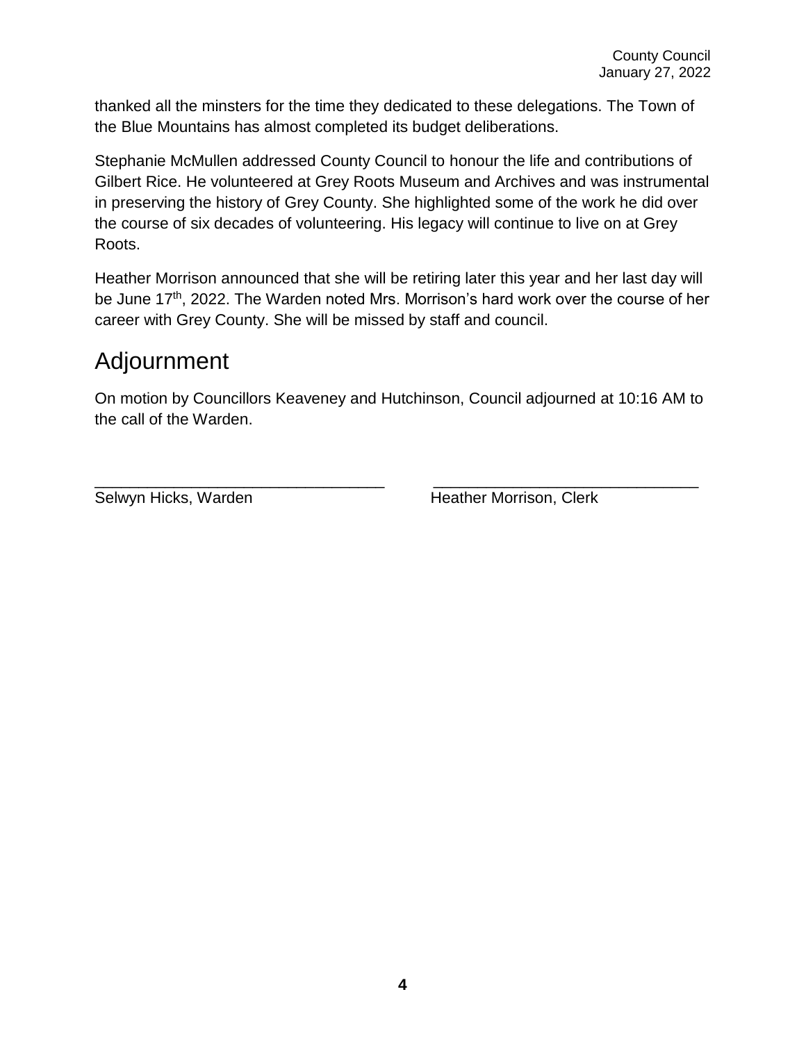thanked all the minsters for the time they dedicated to these delegations. The Town of the Blue Mountains has almost completed its budget deliberations.

Stephanie McMullen addressed County Council to honour the life and contributions of Gilbert Rice. He volunteered at Grey Roots Museum and Archives and was instrumental in preserving the history of Grey County. She highlighted some of the work he did over the course of six decades of volunteering. His legacy will continue to live on at Grey Roots.

Heather Morrison announced that she will be retiring later this year and her last day will be June 17th, 2022. The Warden noted Mrs. Morrison's hard work over the course of her career with Grey County. She will be missed by staff and council.

# Adjournment

On motion by Councillors Keaveney and Hutchinson, Council adjourned at 10:16 AM to the call of the Warden.

\_\_\_\_\_\_\_\_\_\_\_\_\_\_\_\_\_\_\_\_\_\_\_\_\_\_\_\_\_\_\_\_\_\_ \_\_\_\_\_\_\_\_\_\_\_\_\_\_\_\_\_\_\_\_\_\_\_\_\_\_\_\_\_\_\_\_\_\_

Selwyn Hicks, Warden Heather Morrison, Clerk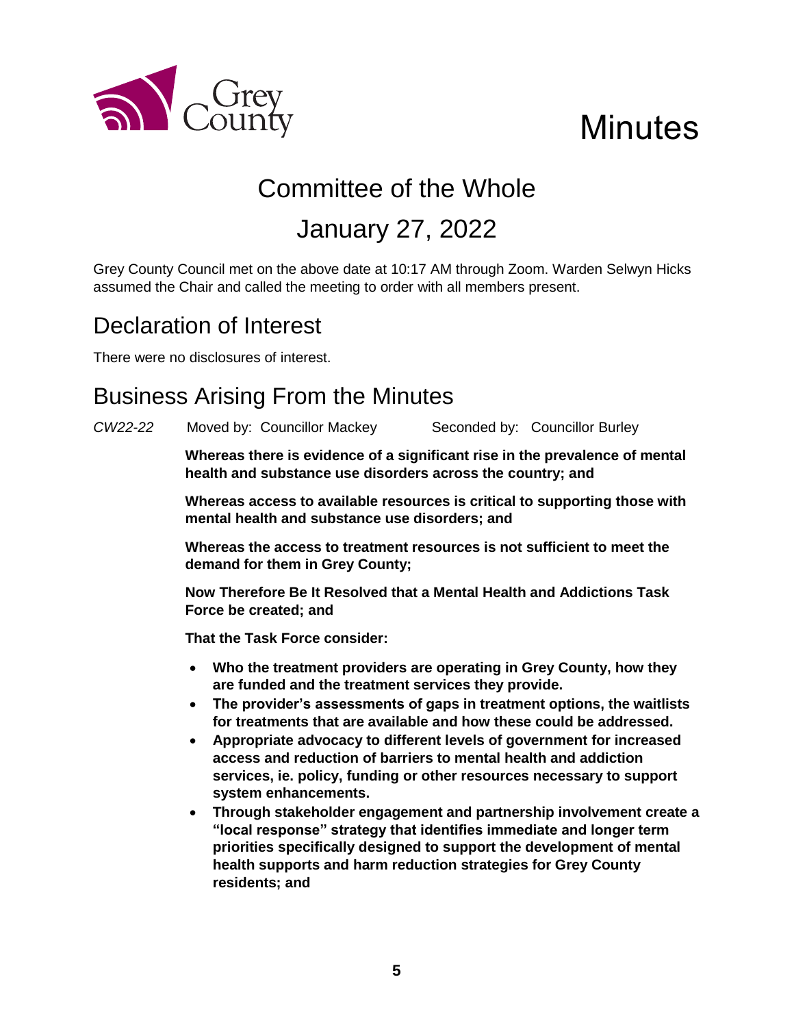Minutes

# Committee of the Whole

# January 27, 2022

Grey County Council met on the above date at 10:17 AM through Zoom. Warden Selwyn Hicks assumed the Chair and called the meeting to order with all members present.

## Declaration of Interest

There were no disclosures of interest.

## Business Arising From the Minutes

*CW22-22* Moved by: Councillor Mackey Seconded by: Councillor Burley

**Whereas there is evidence of a significant rise in the prevalence of mental health and substance use disorders across the country; and**

**Whereas access to available resources is critical to supporting those with mental health and substance use disorders; and**

**Whereas the access to treatment resources is not sufficient to meet the demand for them in Grey County;**

**Now Therefore Be It Resolved that a Mental Health and Addictions Task Force be created; and**

**That the Task Force consider:**

- **Who the treatment providers are operating in Grey County, how they are funded and the treatment services they provide.**
- **The provider's assessments of gaps in treatment options, the waitlists for treatments that are available and how these could be addressed.**
- **Appropriate advocacy to different levels of government for increased access and reduction of barriers to mental health and addiction services, ie. policy, funding or other resources necessary to support system enhancements.**
- **Through stakeholder engagement and partnership involvement create a "local response" strategy that identifies immediate and longer term priorities specifically designed to support the development of mental health supports and harm reduction strategies for Grey County residents; and**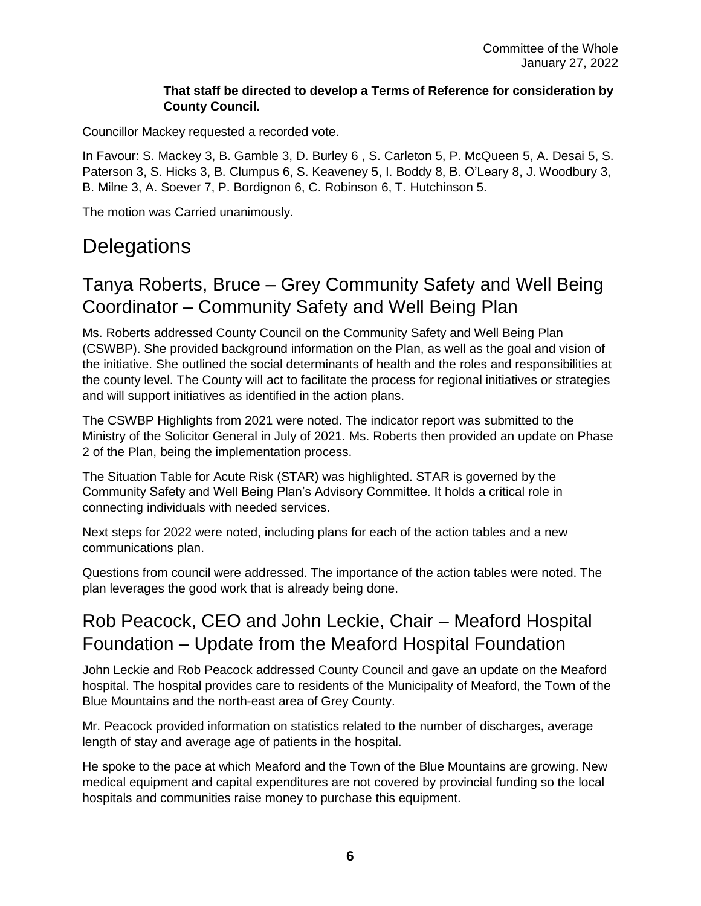**That staff be directed to develop a Terms of Reference for consideration by County Council.**

Councillor Mackey requested a recorded vote.

In Favour: S. Mackey 3, B. Gamble 3, D. Burley 6 , S. Carleton 5, P. McQueen 5, A. Desai 5, S. Paterson 3, S. Hicks 3, B. Clumpus 6, S. Keaveney 5, I. Boddy 8, B. O'Leary 8, J. Woodbury 3, B. Milne 3, A. Soever 7, P. Bordignon 6, C. Robinson 6, T. Hutchinson 5.

The motion was Carried unanimously.

# Delegations

## Tanya Roberts, Bruce – Grey Community Safety and Well Being Coordinator – Community Safety and Well Being Plan

Ms. Roberts addressed County Council on the Community Safety and Well Being Plan (CSWBP). She provided background information on the Plan, as well as the goal and vision of the initiative. She outlined the social determinants of health and the roles and responsibilities at the county level. The County will act to facilitate the process for regional initiatives or strategies and will support initiatives as identified in the action plans.

The CSWBP Highlights from 2021 were noted. The indicator report was submitted to the Ministry of the Solicitor General in July of 2021. Ms. Roberts then provided an update on Phase 2 of the Plan, being the implementation process.

The Situation Table for Acute Risk (STAR) was highlighted. STAR is governed by the Community Safety and Well Being Plan's Advisory Committee. It holds a critical role in connecting individuals with needed services.

Next steps for 2022 were noted, including plans for each of the action tables and a new communications plan.

Questions from council were addressed. The importance of the action tables were noted. The plan leverages the good work that is already being done.

## Rob Peacock, CEO and John Leckie, Chair – Meaford Hospital Foundation – Update from the Meaford Hospital Foundation

John Leckie and Rob Peacock addressed County Council and gave an update on the Meaford hospital. The hospital provides care to residents of the Municipality of Meaford, the Town of the Blue Mountains and the north-east area of Grey County.

Mr. Peacock provided information on statistics related to the number of discharges, average length of stay and average age of patients in the hospital.

He spoke to the pace at which Meaford and the Town of the Blue Mountains are growing. New medical equipment and capital expenditures are not covered by provincial funding so the local hospitals and communities raise money to purchase this equipment.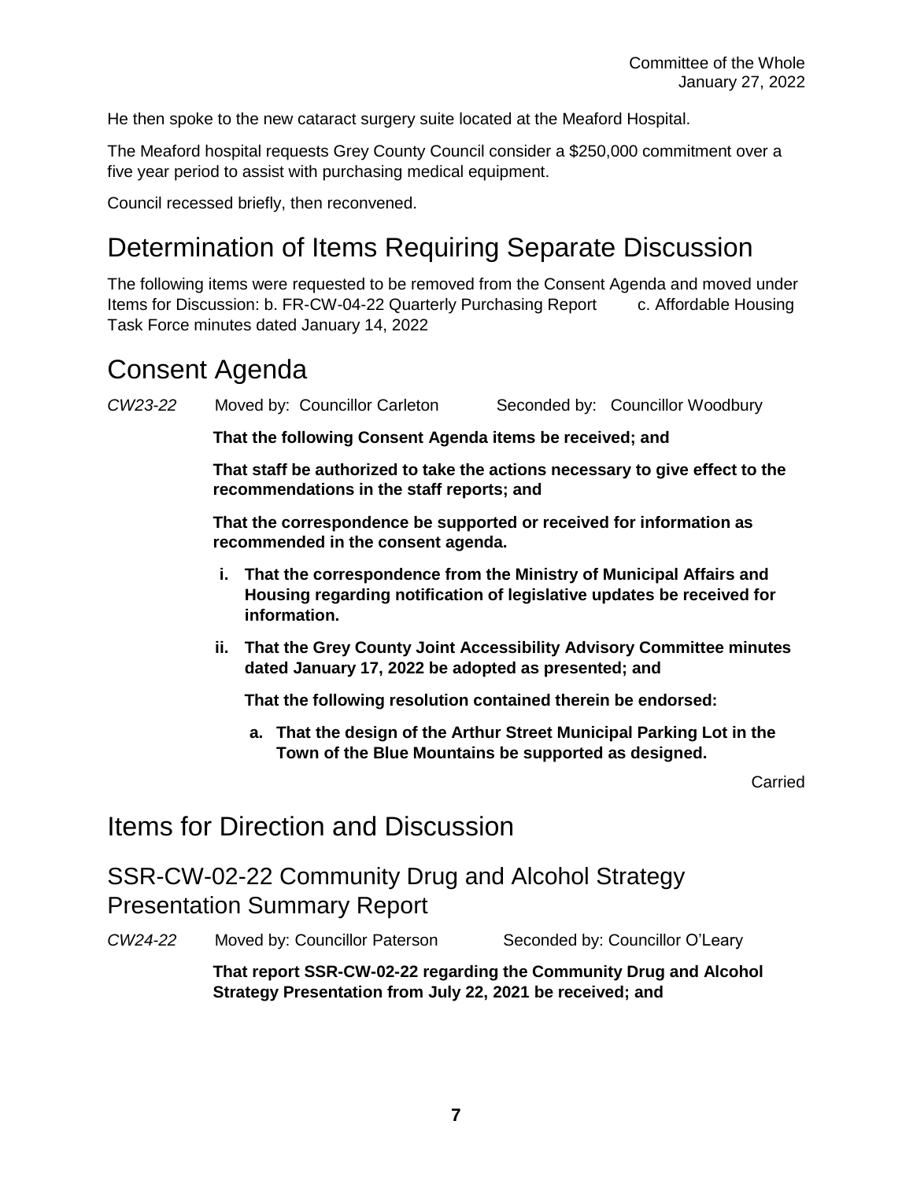He then spoke to the new cataract surgery suite located at the Meaford Hospital.

The Meaford hospital requests Grey County Council consider a $250,000 commitment over a five year period to assist with purchasing medical equipment.

Council recessed briefly, then reconvened.

# Determination of Items Requiring Separate Discussion

The following items were requested to be removed from the Consent Agenda and moved under Items for Discussion: b. FR-CW-04-22 Quarterly Purchasing Report c. Affordable Housing Task Force minutes dated January 14, 2022

# Consent Agenda

*CW23-22* Moved by: Councillor Carleton Seconded by: Councillor Woodbury

**That the following Consent Agenda items be received; and**

**That staff be authorized to take the actions necessary to give effect to the recommendations in the staff reports; and**

**That the correspondence be supported or received for information as recommended in the consent agenda.**

**i. That the correspondence from the Ministry of Municipal Affairs and Housing regarding notification of legislative updates be received for information.**

**ii. That the Grey County Joint Accessibility Advisory Committee minutes dated January 17, 2022 be adopted as presented; and**

**That the following resolution contained therein be endorsed:**

**a. That the design of the Arthur Street Municipal Parking Lot in the Town of the Blue Mountains be supported as designed.**

Carried

# Items for Direction and Discussion

## SSR-CW-02-22 Community Drug and Alcohol Strategy Presentation Summary Report

*CW24-22* Moved by: Councillor Paterson Seconded by: Councillor O'Leary

**That report SSR-CW-02-22 regarding the Community Drug and Alcohol Strategy Presentation from July 22, 2021 be received; and**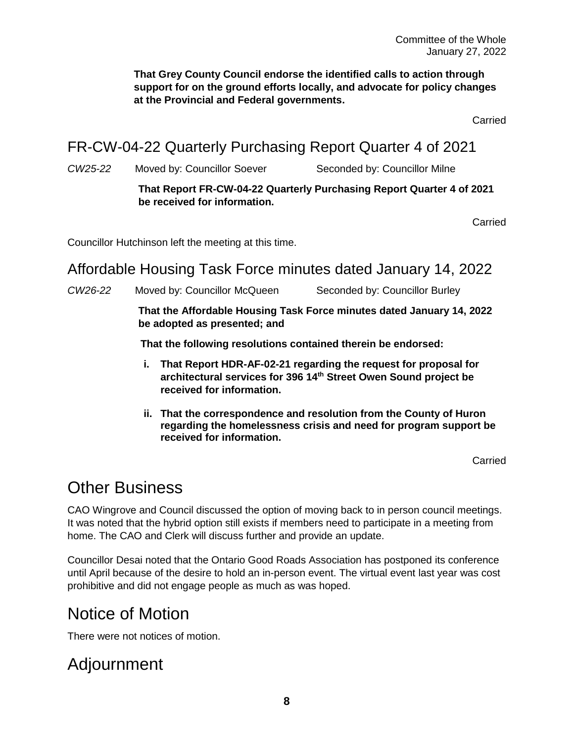**That Grey County Council endorse the identified calls to action through support for on the ground efforts locally, and advocate for policy changes at the Provincial and Federal governments.**

Carried

## FR-CW-04-22 Quarterly Purchasing Report Quarter 4 of 2021

*CW25-22* Moved by: Councillor Soever Seconded by: Councillor Milne

**That Report FR-CW-04-22 Quarterly Purchasing Report Quarter 4 of 2021 be received for information.**

Carried

Councillor Hutchinson left the meeting at this time.

## Affordable Housing Task Force minutes dated January 14, 2022

*CW26-22* Moved by: Councillor McQueen Seconded by: Councillor Burley

**That the Affordable Housing Task Force minutes dated January 14, 2022 be adopted as presented; and**

**That the following resolutions contained therein be endorsed:**

i. **That Report HDR-AF-02-21 regarding the request for proposal for architectural services for 396 14th Street Owen Sound project be received for information.**

ii. **That the correspondence and resolution from the County of Huron regarding the homelessness crisis and need for program support be received for information.**

Carried

# Other Business

CAO Wingrove and Council discussed the option of moving back to in person council meetings. It was noted that the hybrid option still exists if members need to participate in a meeting from home. The CAO and Clerk will discuss further and provide an update.

Councillor Desai noted that the Ontario Good Roads Association has postponed its conference until April because of the desire to hold an in-person event. The virtual event last year was cost prohibitive and did not engage people as much as was hoped.

# Notice of Motion

There were not notices of motion.

# Adjournment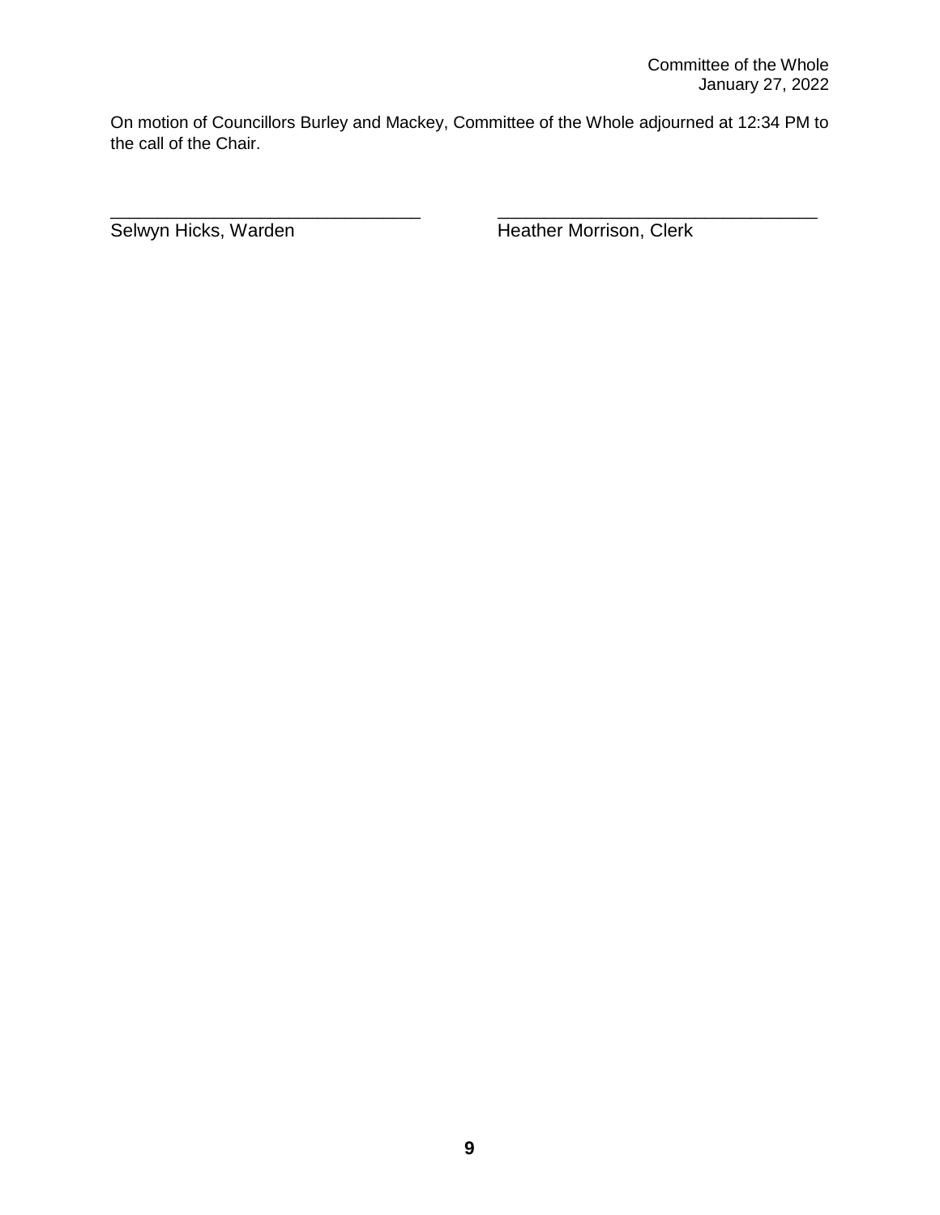On motion of Councillors Burley and Mackey, Committee of the Whole adjourned at 12:34 PM to the call of the Chair.

| | |
|---|---|
| _________________________________ | _________________________________ |
| Selwyn Hicks, Warden | Heather Morrison, Clerk |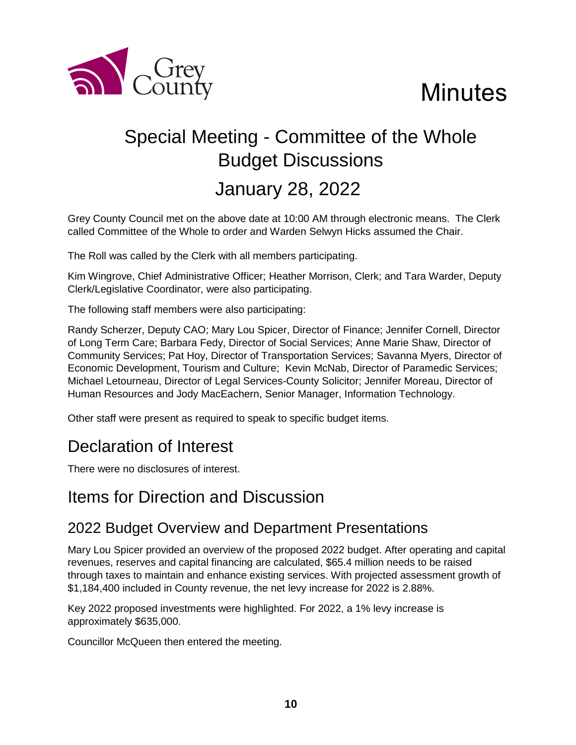Minutes

# Special Meeting - Committee of the Whole Budget Discussions

# January 28, 2022

Grey County Council met on the above date at 10:00 AM through electronic means. The Clerk called Committee of the Whole to order and Warden Selwyn Hicks assumed the Chair.

The Roll was called by the Clerk with all members participating.

Kim Wingrove, Chief Administrative Officer; Heather Morrison, Clerk; and Tara Warder, Deputy Clerk/Legislative Coordinator, were also participating.

The following staff members were also participating:

Randy Scherzer, Deputy CAO; Mary Lou Spicer, Director of Finance; Jennifer Cornell, Director of Long Term Care; Barbara Fedy, Director of Social Services; Anne Marie Shaw, Director of Community Services; Pat Hoy, Director of Transportation Services; Savanna Myers, Director of Economic Development, Tourism and Culture; Kevin McNab, Director of Paramedic Services; Michael Letourneau, Director of Legal Services-County Solicitor; Jennifer Moreau, Director of Human Resources and Jody MacEachern, Senior Manager, Information Technology.

Other staff were present as required to speak to specific budget items.

## Declaration of Interest

There were no disclosures of interest.

## Items for Direction and Discussion

### 2022 Budget Overview and Department Presentations

Mary Lou Spicer provided an overview of the proposed 2022 budget. After operating and capital revenues, reserves and capital financing are calculated, $65.4 million needs to be raised through taxes to maintain and enhance existing services. With projected assessment growth of $1,184,400 included in County revenue, the net levy increase for 2022 is 2.88%.

Key 2022 proposed investments were highlighted. For 2022, a 1% levy increase is approximately $635,000.

Councillor McQueen then entered the meeting.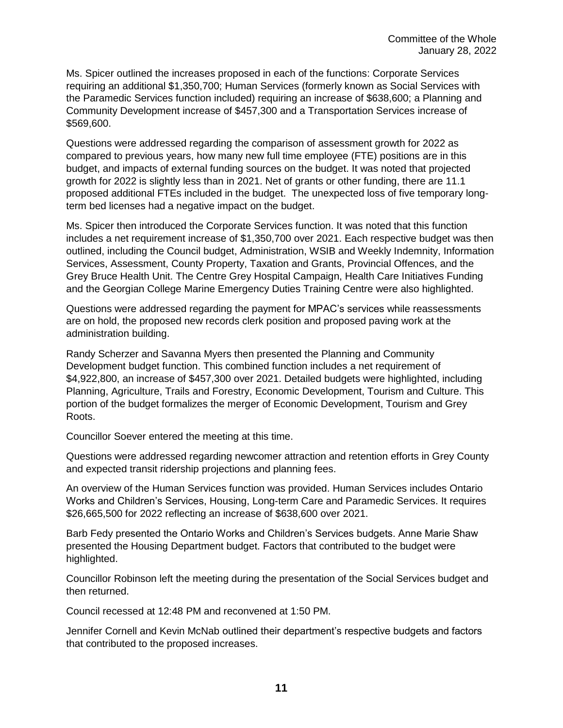Ms. Spicer outlined the increases proposed in each of the functions: Corporate Services requiring an additional $1,350,700; Human Services (formerly known as Social Services with the Paramedic Services function included) requiring an increase of $638,600; a Planning and Community Development increase of $457,300 and a Transportation Services increase of $569,600.

Questions were addressed regarding the comparison of assessment growth for 2022 as compared to previous years, how many new full time employee (FTE) positions are in this budget, and impacts of external funding sources on the budget. It was noted that projected growth for 2022 is slightly less than in 2021. Net of grants or other funding, there are 11.1 proposed additional FTEs included in the budget. The unexpected loss of five temporary long-term bed licenses had a negative impact on the budget.

Ms. Spicer then introduced the Corporate Services function. It was noted that this function includes a net requirement increase of $1,350,700 over 2021. Each respective budget was then outlined, including the Council budget, Administration, WSIB and Weekly Indemnity, Information Services, Assessment, County Property, Taxation and Grants, Provincial Offences, and the Grey Bruce Health Unit. The Centre Grey Hospital Campaign, Health Care Initiatives Funding and the Georgian College Marine Emergency Duties Training Centre were also highlighted.

Questions were addressed regarding the payment for MPAC's services while reassessments are on hold, the proposed new records clerk position and proposed paving work at the administration building.

Randy Scherzer and Savanna Myers then presented the Planning and Community Development budget function. This combined function includes a net requirement of $4,922,800, an increase of $457,300 over 2021. Detailed budgets were highlighted, including Planning, Agriculture, Trails and Forestry, Economic Development, Tourism and Culture. This portion of the budget formalizes the merger of Economic Development, Tourism and Grey Roots.

Councillor Soever entered the meeting at this time.

Questions were addressed regarding newcomer attraction and retention efforts in Grey County and expected transit ridership projections and planning fees.

An overview of the Human Services function was provided. Human Services includes Ontario Works and Children's Services, Housing, Long-term Care and Paramedic Services. It requires $26,665,500 for 2022 reflecting an increase of $638,600 over 2021.

Barb Fedy presented the Ontario Works and Children's Services budgets. Anne Marie Shaw presented the Housing Department budget. Factors that contributed to the budget were highlighted.

Councillor Robinson left the meeting during the presentation of the Social Services budget and then returned.

Council recessed at 12:48 PM and reconvened at 1:50 PM.

Jennifer Cornell and Kevin McNab outlined their department's respective budgets and factors that contributed to the proposed increases.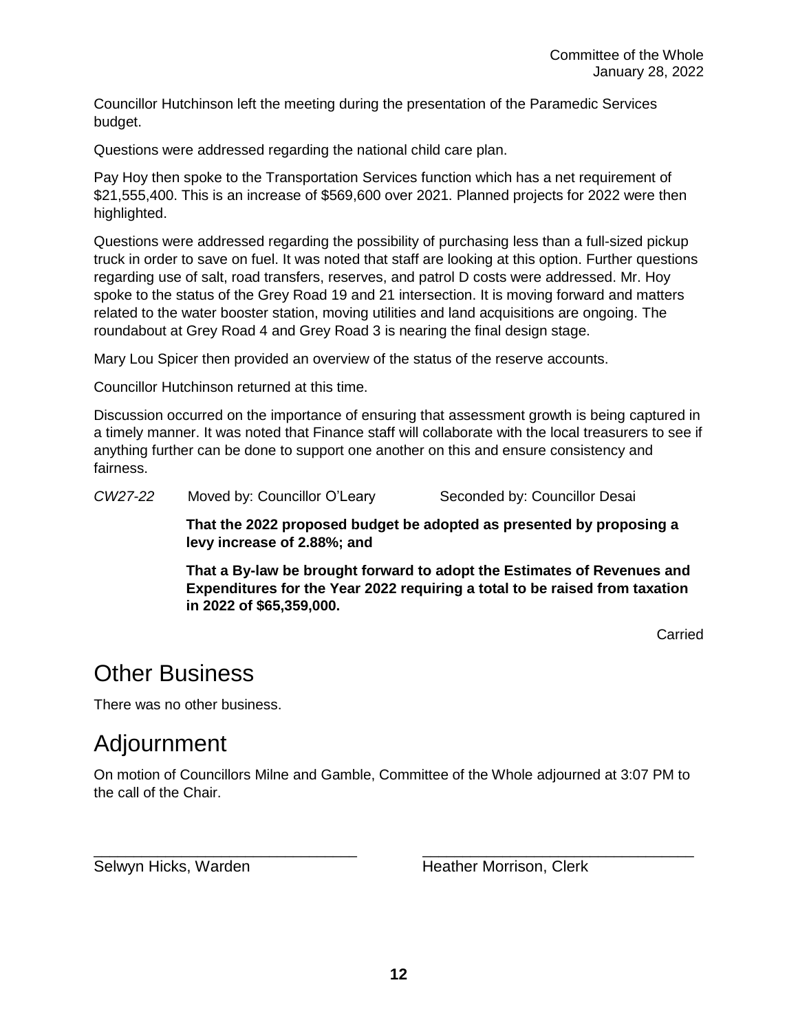Councillor Hutchinson left the meeting during the presentation of the Paramedic Services budget.

Questions were addressed regarding the national child care plan.

Pay Hoy then spoke to the Transportation Services function which has a net requirement of $21,555,400. This is an increase of $569,600 over 2021. Planned projects for 2022 were then highlighted.

Questions were addressed regarding the possibility of purchasing less than a full-sized pickup truck in order to save on fuel. It was noted that staff are looking at this option. Further questions regarding use of salt, road transfers, reserves, and patrol D costs were addressed. Mr. Hoy spoke to the status of the Grey Road 19 and 21 intersection. It is moving forward and matters related to the water booster station, moving utilities and land acquisitions are ongoing. The roundabout at Grey Road 4 and Grey Road 3 is nearing the final design stage.

Mary Lou Spicer then provided an overview of the status of the reserve accounts.

Councillor Hutchinson returned at this time.

Discussion occurred on the importance of ensuring that assessment growth is being captured in a timely manner. It was noted that Finance staff will collaborate with the local treasurers to see if anything further can be done to support one another on this and ensure consistency and fairness.

*CW27-22* Moved by: Councillor O'Leary Seconded by: Councillor Desai

**That the 2022 proposed budget be adopted as presented by proposing a levy increase of 2.88%; and**

**That a By-law be brought forward to adopt the Estimates of Revenues and Expenditures for the Year 2022 requiring a total to be raised from taxation in 2022 of $65,359,000.**

Carried

# Other Business

There was no other business.

# Adjournment

On motion of Councillors Milne and Gamble, Committee of the Whole adjourned at 3:07 PM to the call of the Chair.

Selwyn Hicks, Warden

Heather Morrison, Clerk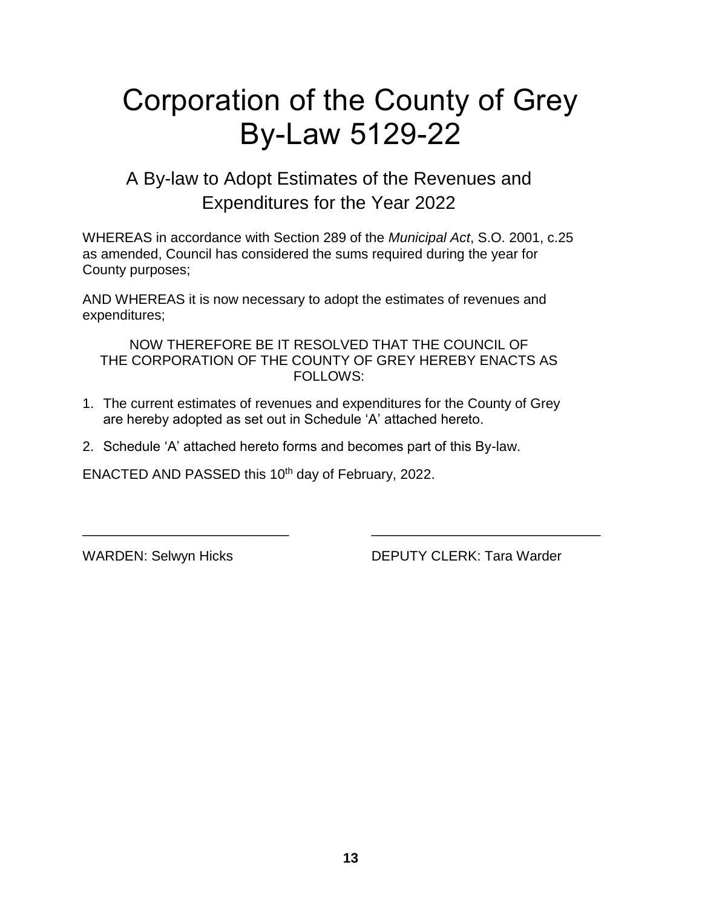# Corporation of the County of Grey
# By-Law 5129-22

## A By-law to Adopt Estimates of the Revenues and Expenditures for the Year 2022

WHEREAS in accordance with Section 289 of the *Municipal Act*, S.O. 2001, c.25 as amended, Council has considered the sums required during the year for County purposes;

AND WHEREAS it is now necessary to adopt the estimates of revenues and expenditures;

NOW THEREFORE BE IT RESOLVED THAT THE COUNCIL OF THE CORPORATION OF THE COUNTY OF GREY HEREBY ENACTS AS FOLLOWS:

1. The current estimates of revenues and expenditures for the County of Grey are hereby adopted as set out in Schedule 'A' attached hereto.
2. Schedule 'A' attached hereto forms and becomes part of this By-law.

ENACTED AND PASSED this 10th day of February, 2022.

___________________________

WARDEN: Selwyn Hicks

______________________________

DEPUTY CLERK: Tara Warder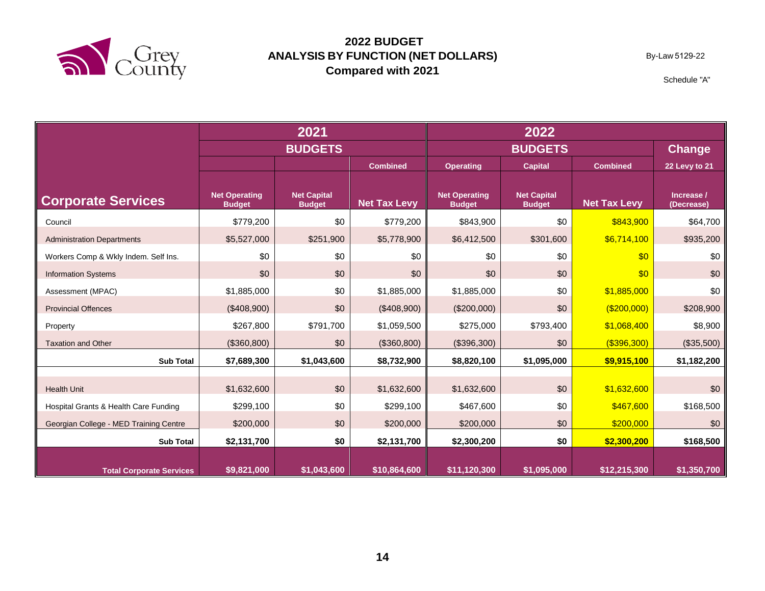# 2022 BUDGET
## ANALYSIS BY FUNCTION (NET DOLLARS)
## Compared with 2021

By-Law 5129-22

Schedule "A"

| | 2021 | | | 2022 | | | |
|---|---|---|---|---|---|---|---|
| | BUDGETS | | | BUDGETS | | | Change |
| | | | Combined | Operating | Capital | Combined | 22 Levy to 21 |
| **Corporate Services** | Net Operating Budget | Net Capital Budget | Net Tax Levy | Net Operating Budget | Net Capital Budget | Net Tax Levy | Increase / (Decrease) |
| Council | $779,200 | $0 | $779,200 | $843,900 | $0 | $843,900 | $64,700 |
| Administration Departments | $5,527,000 | $251,900 | $5,778,900 | $6,412,500 | $301,600 | $6,714,100 | $935,200 |
| Workers Comp & Wkly Indem. Self Ins. | $0 | $0 | $0 | $0 | $0 | $0 | $0 |
| Information Systems | $0 | $0 | $0 | $0 | $0 | $0 | $0 |
| Assessment (MPAC) | $1,885,000 | $0 | $1,885,000 | $1,885,000 | $0 | $1,885,000 | $0 |
| Provincial Offences | ($408,900) | $0 | ($408,900) | ($200,000) | $0 | ($200,000) | $208,900 |
| Property | $267,800 | $791,700 | $1,059,500 | $275,000 | $793,400 | $1,068,400 | $8,900 |
| Taxation and Other | ($360,800) | $0 | ($360,800) | ($396,300) | $0 | ($396,300) | ($35,500) |
| **Sub Total** | **$7,689,300** | **$1,043,600** | **$8,732,900** | **$8,820,100** | **$1,095,000** | **$9,915,100** | **$1,182,200** |
| | | | | | | | |
| Health Unit | $1,632,600 | $0 | $1,632,600 | $1,632,600 | $0 | $1,632,600 | $0 |
| Hospital Grants & Health Care Funding | $299,100 | $0 | $299,100 | $467,600 | $0 | $467,600 | $168,500 |
| Georgian College - MED Training Centre | $200,000 | $0 | $200,000 | $200,000 | $0 | $200,000 | $0 |
| **Sub Total** | **$2,131,700** | **$0** | **$2,131,700** | **$2,300,200** | **$0** | **$2,300,200** | **$168,500** |
| **Total Corporate Services** | **$9,821,000** | **$1,043,600** | **$10,864,600** | **$11,120,300** | **$1,095,000** | **$12,215,300** | **$1,350,700** |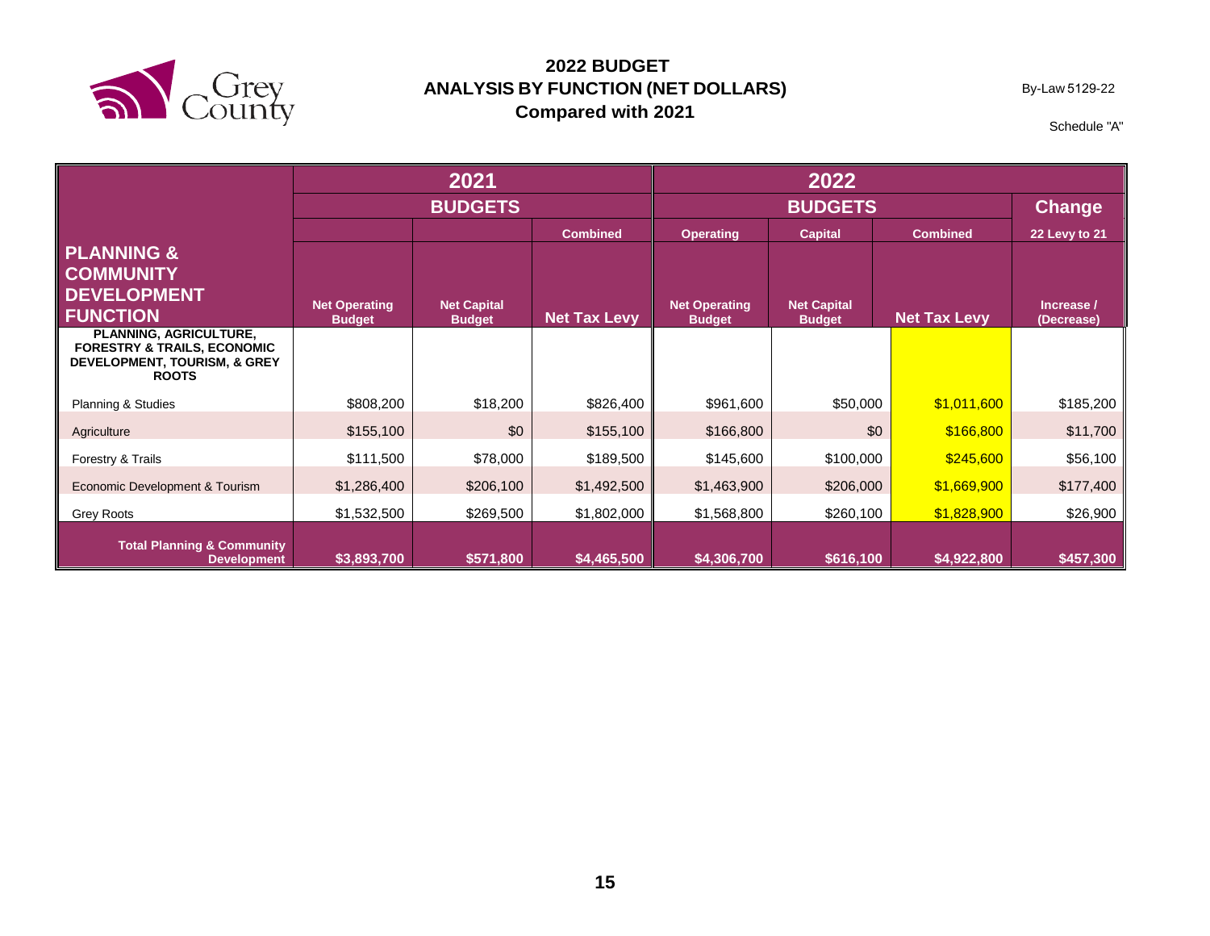# 2022 BUDGET
## ANALYSIS BY FUNCTION (NET DOLLARS)
## Compared with 2021

By-Law 5129-22

Schedule "A"

| PLANNING & COMMUNITY DEVELOPMENT FUNCTION | 2021 BUDGETS | | | 2022 BUDGETS | | | Change |
|---|---|---|---|---|---|---|---|
| | | | Combined | Operating | Capital | Combined | 22 Levy to 21 |
| | Net Operating Budget | Net Capital Budget | Net Tax Levy | Net Operating Budget | Net Capital Budget | Net Tax Levy | Increase / (Decrease) |
| **PLANNING, AGRICULTURE, FORESTRY & TRAILS, ECONOMIC DEVELOPMENT, TOURISM, & GREY ROOTS** | | | | | | | |
| Planning & Studies | $808,200 | $18,200 | $826,400 | $961,600 | $50,000 | $1,011,600 | $185,200 |
| Agriculture | $155,100 | $0 | $155,100 | $166,800 | $0 | $166,800 | $11,700 |
| Forestry & Trails | $111,500 | $78,000 | $189,500 | $145,600 | $100,000 | $245,600 | $56,100 |
| Economic Development & Tourism | $1,286,400 | $206,100 | $1,492,500 | $1,463,900 | $206,000 | $1,669,900 | $177,400 |
| Grey Roots | $1,532,500 | $269,500 | $1,802,000 | $1,568,800 | $260,100 | $1,828,900 | $26,900 |
| **Total Planning & Community Development** | **$3,893,700** | **$571,800** | **$4,465,500** | **$4,306,700** | **$616,100** | **$4,922,800** | **$457,300** |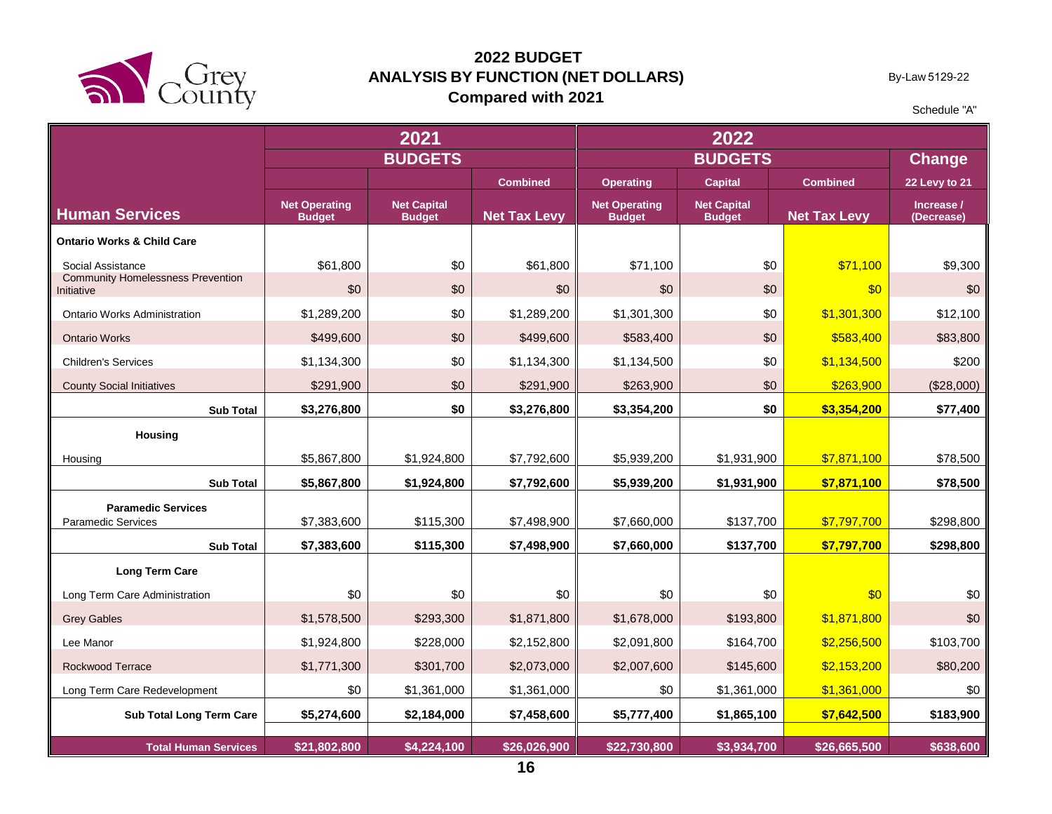Grey County

# 2022 BUDGET
## ANALYSIS BY FUNCTION (NET DOLLARS)
## Compared with 2021

By-Law 5129-22

Schedule "A"

| | 2021 | | | 2022 | | | |
|---|---|---|---|---|---|---|---|
| | BUDGETS | | | BUDGETS | | | Change |
| | | | Combined | Operating | Capital | Combined | 22 Levy to 21 |
| **Human Services** | Net Operating Budget | Net Capital Budget | Net Tax Levy | Net Operating Budget | Net Capital Budget | Net Tax Levy | Increase / (Decrease) |
| **Ontario Works & Child Care** | | | | | | | |
| Social Assistance | $61,800 | $0 | $61,800 | $71,100 | $0 | $71,100 | $9,300 |
| Community Homelessness Prevention Initiative | $0 | $0 | $0 | $0 | $0 | $0 | $0 |
| Ontario Works Administration | $1,289,200 | $0 | $1,289,200 | $1,301,300 | $0 | $1,301,300 | $12,100 |
| Ontario Works | $499,600 | $0 | $499,600 | $583,400 | $0 | $583,400 | $83,800 |
| Children's Services | $1,134,300 | $0 | $1,134,300 | $1,134,500 | $0 | $1,134,500 | $200 |
| County Social Initiatives | $291,900 | $0 | $291,900 | $263,900 | $0 | $263,900 | ($28,000) |
| **Sub Total** | **$3,276,800** | **$0** | **$3,276,800** | **$3,354,200** | **$0** | **$3,354,200** | **$77,400** |
| **Housing** | | | | | | | |
| Housing | $5,867,800 | $1,924,800 | $7,792,600 | $5,939,200 | $1,931,900 | $7,871,100 | $78,500 |
| **Sub Total** | **$5,867,800** | **$1,924,800** | **$7,792,600** | **$5,939,200** | **$1,931,900** | **$7,871,100** | **$78,500** |
| **Paramedic Services** | | | | | | | |
| Paramedic Services | $7,383,600 | $115,300 | $7,498,900 | $7,660,000 | $137,700 | $7,797,700 | $298,800 |
| **Sub Total** | **$7,383,600** | **$115,300** | **$7,498,900** | **$7,660,000** | **$137,700** | **$7,797,700** | **$298,800** |
| **Long Term Care** | | | | | | | |
| Long Term Care Administration | $0 | $0 | $0 | $0 | $0 | $0 | $0 |
| Grey Gables | $1,578,500 | $293,300 | $1,871,800 | $1,678,000 | $193,800 | $1,871,800 | $0 |
| Lee Manor | $1,924,800 | $228,000 | $2,152,800 | $2,091,800 | $164,700 | $2,256,500 | $103,700 |
| Rockwood Terrace | $1,771,300 | $301,700 | $2,073,000 | $2,007,600 | $145,600 | $2,153,200 | $80,200 |
| Long Term Care Redevelopment | $0 | $1,361,000 | $1,361,000 | $0 | $1,361,000 | $1,361,000 | $0 |
| **Sub Total Long Term Care** | **$5,274,600** | **$2,184,000** | **$7,458,600** | **$5,777,400** | **$1,865,100** | **$7,642,500** | **$183,900** |
| **Total Human Services** | **$21,802,800** | **$4,224,100** | **$26,026,900** | **$22,730,800** | **$3,934,700** | **$26,665,500** | **$638,600** |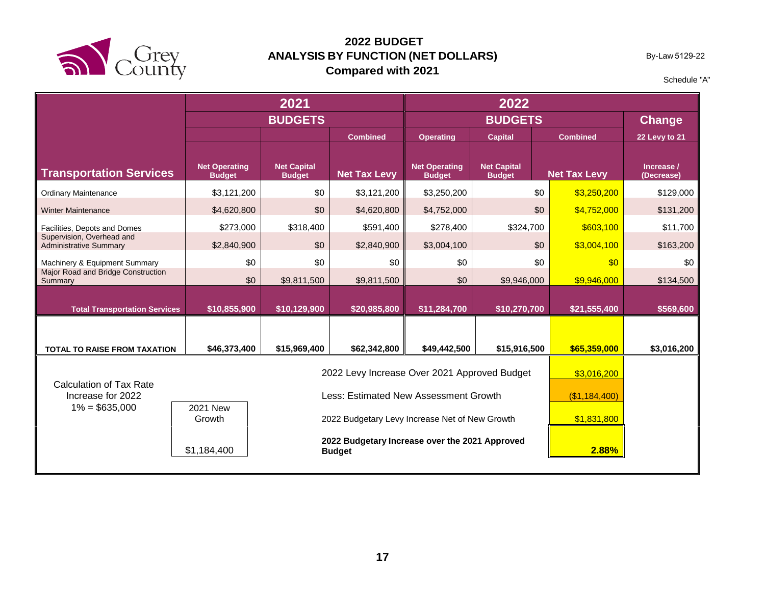# 2022 BUDGET
## ANALYSIS BY FUNCTION (NET DOLLARS)
### Compared with 2021

By-Law 5129-22

Schedule "A"

| | 2021 BUDGETS | | | 2022 BUDGETS | | | Change |
|---|---|---|---|---|---|---|---|
| | | | Combined | Operating | Capital | Combined | 22 Levy to 21 |
| **Transportation Services** | Net Operating Budget | Net Capital Budget | Net Tax Levy | Net Operating Budget | Net Capital Budget | Net Tax Levy | Increase / (Decrease) |
| Ordinary Maintenance | $3,121,200 | $0 | $3,121,200 | $3,250,200 | $0 | $3,250,200 | $129,000 |
| Winter Maintenance | $4,620,800 | $0 | $4,620,800 | $4,752,000 | $0 | $4,752,000 | $131,200 |
| Facilities, Depots and Domes | $273,000 | $318,400 | $591,400 | $278,400 | $324,700 | $603,100 | $11,700 |
| Supervision, Overhead and Administrative Summary | $2,840,900 | $0 | $2,840,900 | $3,004,100 | $0 | $3,004,100 | $163,200 |
| Machinery & Equipment Summary | $0 | $0 | $0 | $0 | $0 | $0 | $0 |
| Major Road and Bridge Construction Summary | $0 | $9,811,500 | $9,811,500 | $0 | $9,946,000 | $9,946,000 | $134,500 |
| **Total Transportation Services** | **$10,855,900** | **$10,129,900** | **$20,985,800** | **$11,284,700** | **$10,270,700** | **$21,555,400** | **$569,600** |
| **TOTAL TO RAISE FROM TAXATION** | **$46,373,400** | **$15,969,400** | **$62,342,800** | **$49,442,500** | **$15,916,500** | **$65,359,000** | **$3,016,200** |

Calculation of Tax Rate Increase for 2022
1% = $635,000

| 2021 New Growth |
|---|
| $1,184,400 |

| | |
|---|---|
| 2022 Levy Increase Over 2021 Approved Budget | $3,016,200 |
| Less: Estimated New Assessment Growth | ($1,184,400) |
| 2022 Budgetary Levy Increase Net of New Growth | $1,831,800 |
| **2022 Budgetary Increase over the 2021 Approved Budget** | **2.88%** |